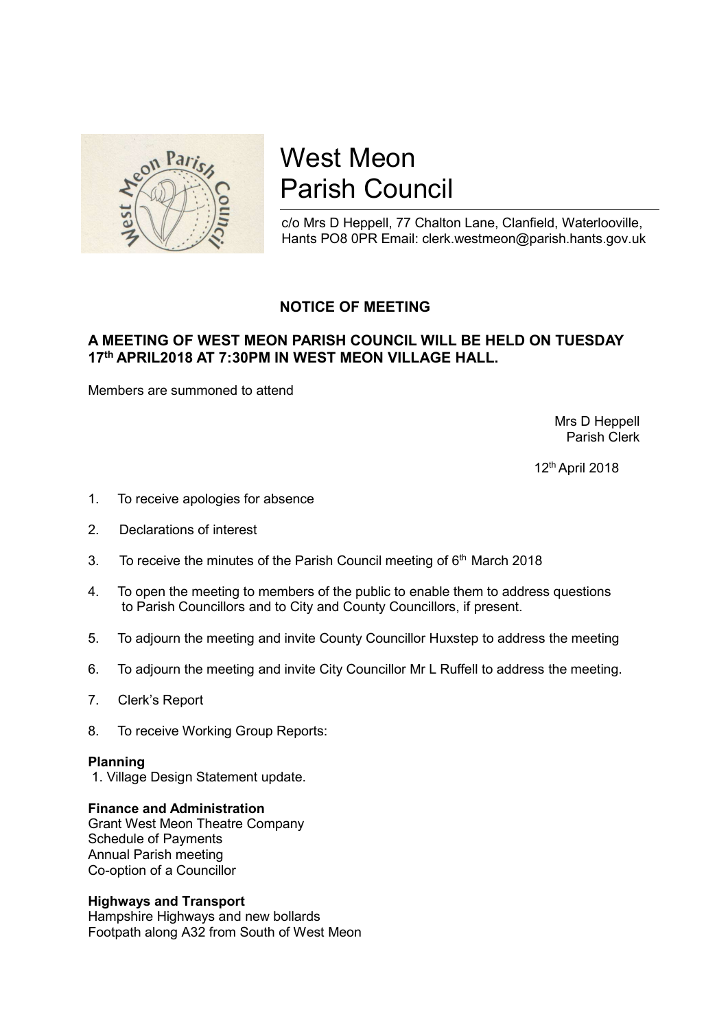# West Meon Parish Council

c/o Mrs D Heppell, 77 Chalton Lane, Clanfield, Waterlooville, Hants PO8 0PR Email: clerk.westmeon@parish.hants.gov.uk

## NOTICE OF MEETING

**A MEETING OF WEST MEON PARISH COUNCIL WILL BE HELD ON TUESDAY 17th APRIL2018 AT 7:30PM IN WEST MEON VILLAGE HALL.**

Members are summoned to attend

Mrs D Heppell
Parish Clerk

12th April 2018

1. To receive apologies for absence
2. Declarations of interest
3. To receive the minutes of the Parish Council meeting of 6th March 2018
4. To open the meeting to members of the public to enable them to address questions to Parish Councillors and to City and County Councillors, if present.
5. To adjourn the meeting and invite County Councillor Huxstep to address the meeting
6. To adjourn the meeting and invite City Councillor Mr L Ruffell to address the meeting.
7. Clerk's Report
8. To receive Working Group Reports:

**Planning**

1. Village Design Statement update.

**Finance and Administration**

Grant West Meon Theatre Company
Schedule of Payments
Annual Parish meeting
Co-option of a Councillor

**Highways and Transport**

Hampshire Highways and new bollards
Footpath along A32 from South of West Meon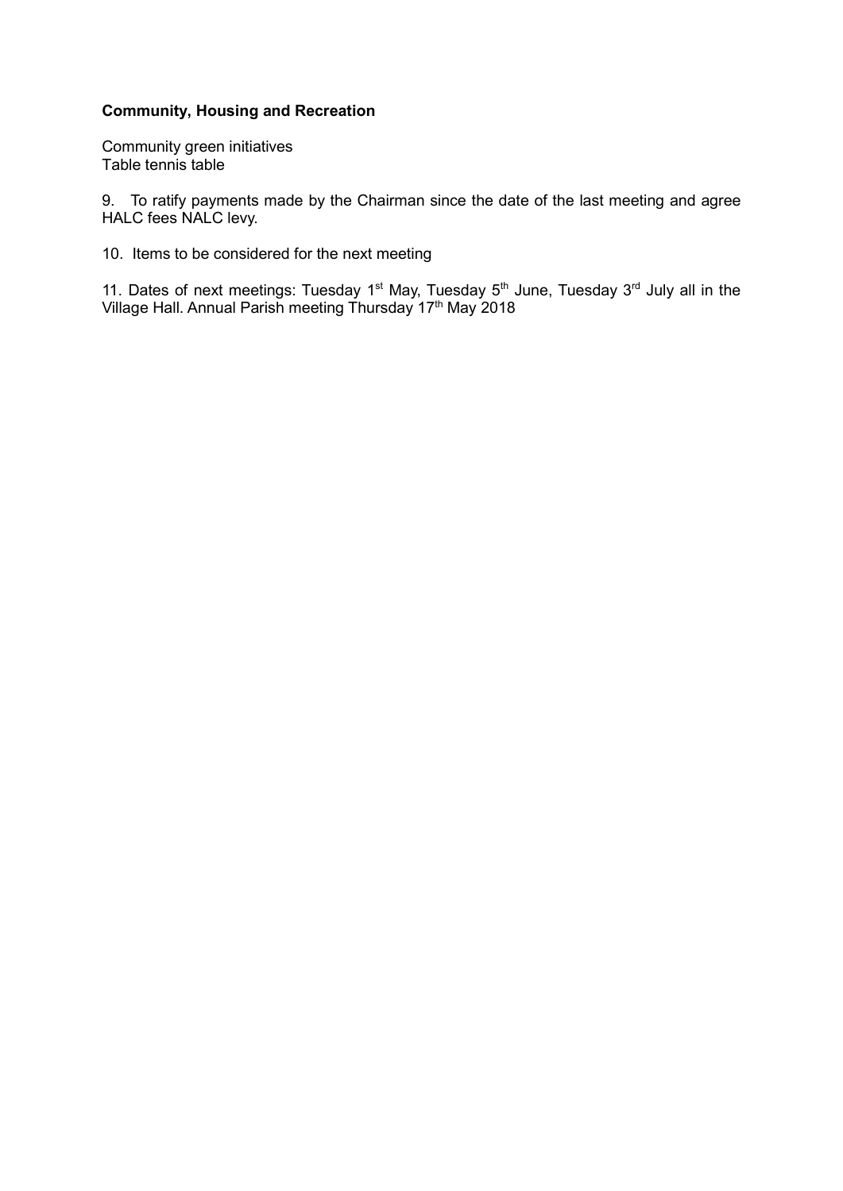**Community, Housing and Recreation**

Community green initiatives
Table tennis table

9. To ratify payments made by the Chairman since the date of the last meeting and agree HALC fees NALC levy.

10. Items to be considered for the next meeting

11. Dates of next meetings: Tuesday 1st May, Tuesday 5th June, Tuesday 3rd July all in the Village Hall. Annual Parish meeting Thursday 17th May 2018